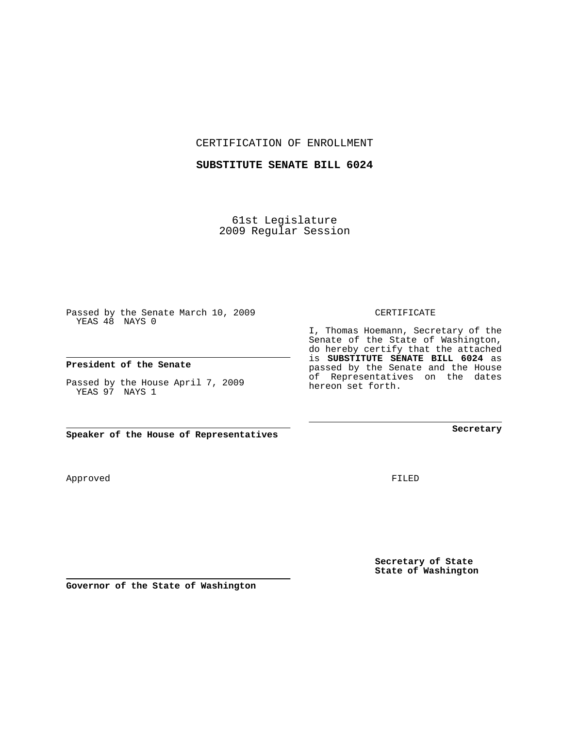CERTIFICATION OF ENROLLMENT

**SUBSTITUTE SENATE BILL 6024**

61st Legislature
2009 Regular Session

Passed by the Senate March 10, 2009
YEAS 48 NAYS 0

**President of the Senate**

Passed by the House April 7, 2009
YEAS 97 NAYS 1

**Speaker of the House of Representatives**

CERTIFICATE

I, Thomas Hoemann, Secretary of the Senate of the State of Washington, do hereby certify that the attached is **SUBSTITUTE SENATE BILL 6024** as passed by the Senate and the House of Representatives on the dates hereon set forth.

**Secretary**

Approved

FILED

**Governor of the State of Washington**

**Secretary of State**
**State of Washington**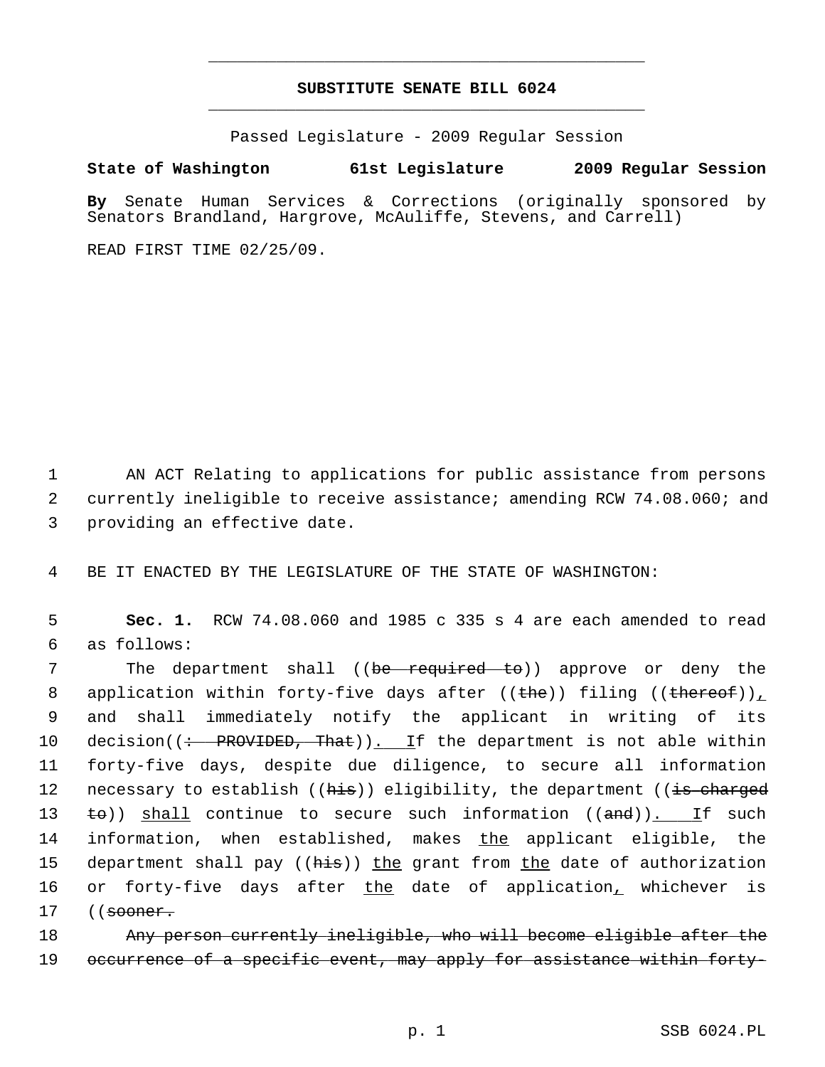**SUBSTITUTE SENATE BILL 6024**

Passed Legislature - 2009 Regular Session

**State of Washington 61st Legislature 2009 Regular Session**

**By** Senate Human Services & Corrections (originally sponsored by Senators Brandland, Hargrove, McAuliffe, Stevens, and Carrell)

READ FIRST TIME 02/25/09.

1 AN ACT Relating to applications for public assistance from persons
2 currently ineligible to receive assistance; amending RCW 74.08.060; and
3 providing an effective date.

4 BE IT ENACTED BY THE LEGISLATURE OF THE STATE OF WASHINGTON:

5 **Sec. 1.** RCW 74.08.060 and 1985 c 335 s 4 are each amended to read
6 as follows:

7 The department shall ((~~be required to~~)) approve or deny the
8 application within forty-five days after ((~~the~~)) filing ((~~thereof~~))<u>,</u>
9 and shall immediately notify the applicant in writing of its
10 decision((~~: PROVIDED, That~~))<u>. I</u>f the department is not able within
11 forty-five days, despite due diligence, to secure all information
12 necessary to establish ((~~his~~)) eligibility, the department ((~~is charged~~
13 ~~to~~)) <u>shall</u> continue to secure such information ((~~and~~))<u>. I</u>f such
14 information, when established, makes <u>the</u> applicant eligible, the
15 department shall pay ((~~his~~)) <u>the</u> grant from <u>the</u> date of authorization
16 or forty-five days after <u>the</u> date of application<u>,</u> whichever is
17 ((~~sooner.~~

18 ~~Any person currently ineligible, who will become eligible after the~~
19 ~~occurrence of a specific event, may apply for assistance within forty-~~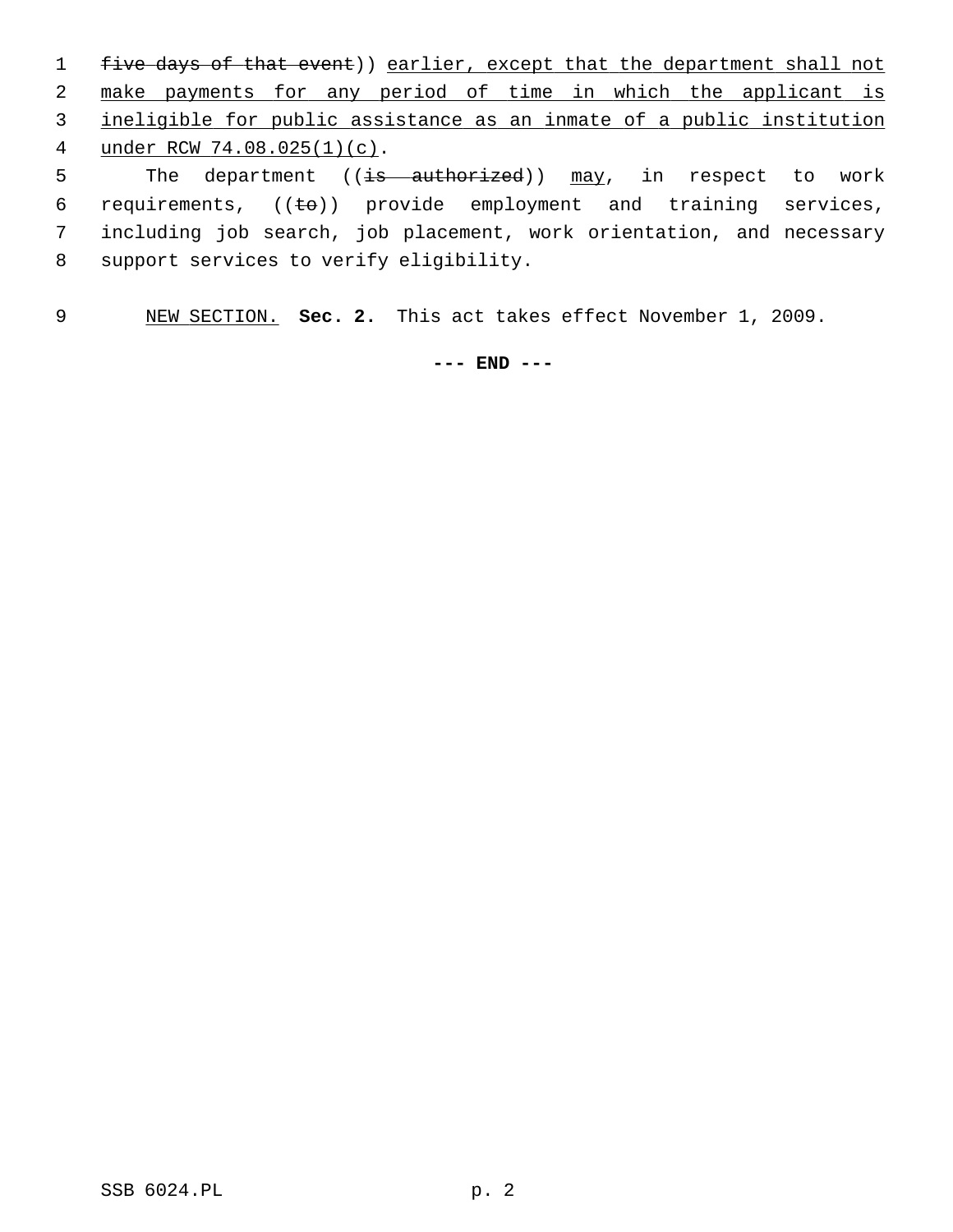~~five days of that event~~)) earlier, except that the department shall not make payments for any period of time in which the applicant is ineligible for public assistance as an inmate of a public institution under RCW 74.08.025(1)(c).

The department ((~~is authorized~~)) may, in respect to work requirements, ((~~to~~)) provide employment and training services, including job search, job placement, work orientation, and necessary support services to verify eligibility.

NEW SECTION. **Sec. 2.** This act takes effect November 1, 2009.

**--- END ---**